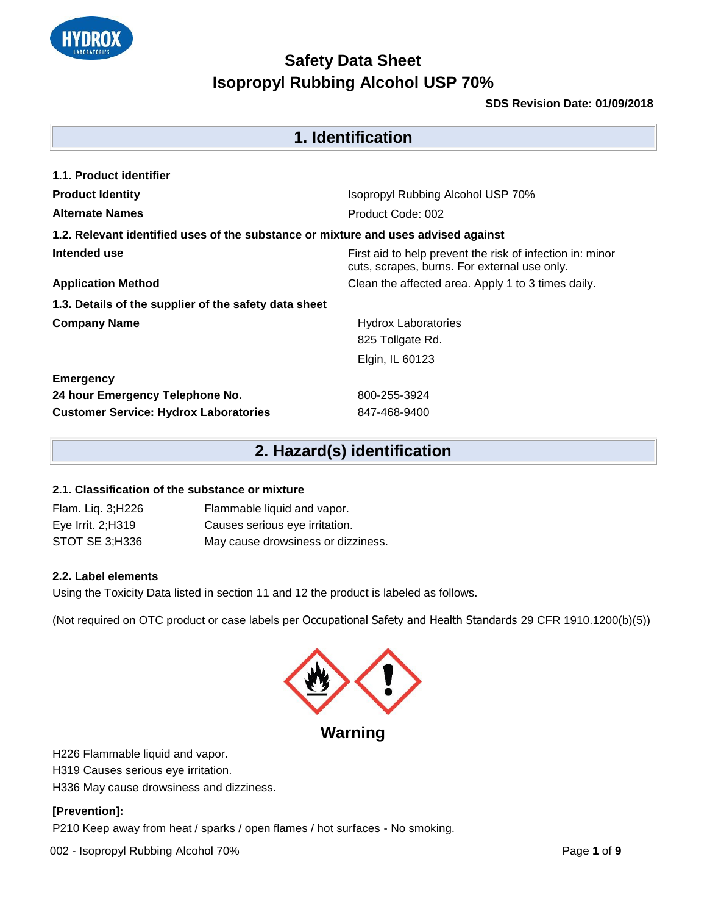# Safety Data Sheet
# Isopropyl Rubbing Alcohol USP 70%

**SDS Revision Date: 01/09/2018**

## 1. Identification

**1.1. Product identifier**

| | |
|---|---|
| **Product Identity** | Isopropyl Rubbing Alcohol USP 70% |
| **Alternate Names** | Product Code: 002 |

**1.2. Relevant identified uses of the substance or mixture and uses advised against**

| | |
|---|---|
| **Intended use** | First aid to help prevent the risk of infection in: minor cuts, scrapes, burns. For external use only. |
| **Application Method** | Clean the affected area. Apply 1 to 3 times daily. |

**1.3. Details of the supplier of the safety data sheet**

| | |
|---|---|
| **Company Name** | Hydrox Laboratories<br>825 Tollgate Rd.<br>Elgin, IL 60123 |
| **Emergency** | |
| **24 hour Emergency Telephone No.** | 800-255-3924 |
| **Customer Service: Hydrox Laboratories** | 847-468-9400 |

## 2. Hazard(s) identification

**2.1. Classification of the substance or mixture**

| | |
|---|---|
| Flam. Liq. 3;H226 | Flammable liquid and vapor. |
| Eye Irrit. 2;H319 | Causes serious eye irritation. |
| STOT SE 3;H336 | May cause drowsiness or dizziness. |

**2.2. Label elements**

Using the Toxicity Data listed in section 11 and 12 the product is labeled as follows.

(Not required on OTC product or case labels per Occupational Safety and Health Standards 29 CFR 1910.1200(b)(5))

**Warning**

H226 Flammable liquid and vapor.
H319 Causes serious eye irritation.
H336 May cause drowsiness and dizziness.

**[Prevention]:**

P210 Keep away from heat / sparks / open flames / hot surfaces - No smoking.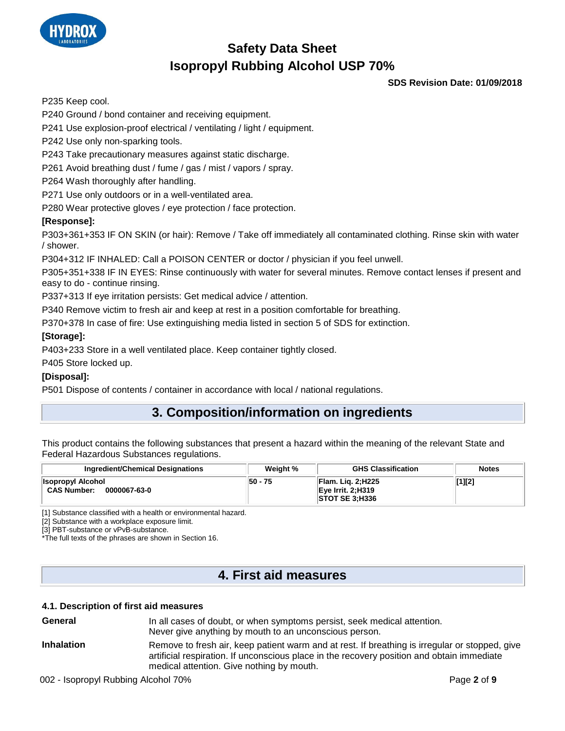P235 Keep cool.

P240 Ground / bond container and receiving equipment.

P241 Use explosion-proof electrical / ventilating / light / equipment.

P242 Use only non-sparking tools.

P243 Take precautionary measures against static discharge.

P261 Avoid breathing dust / fume / gas / mist / vapors / spray.

P264 Wash thoroughly after handling.

P271 Use only outdoors or in a well-ventilated area.

P280 Wear protective gloves / eye protection / face protection.

**[Response]:**

P303+361+353 IF ON SKIN (or hair): Remove / Take off immediately all contaminated clothing. Rinse skin with water / shower.

P304+312 IF INHALED: Call a POISON CENTER or doctor / physician if you feel unwell.

P305+351+338 IF IN EYES: Rinse continuously with water for several minutes. Remove contact lenses if present and easy to do - continue rinsing.

P337+313 If eye irritation persists: Get medical advice / attention.

P340 Remove victim to fresh air and keep at rest in a position comfortable for breathing.

P370+378 In case of fire: Use extinguishing media listed in section 5 of SDS for extinction.

**[Storage]:**

P403+233 Store in a well ventilated place. Keep container tightly closed.

P405 Store locked up.

**[Disposal]:**

P501 Dispose of contents / container in accordance with local / national regulations.

## 3. Composition/information on ingredients

This product contains the following substances that present a hazard within the meaning of the relevant State and Federal Hazardous Substances regulations.

| Ingredient/Chemical Designations | Weight % | GHS Classification | Notes |
|---|---|---|---|
| **Isopropyl Alcohol**<br>**CAS Number: 0000067-63-0** | **50 - 75** | **Flam. Liq. 2;H225**<br>**Eye Irrit. 2;H319**<br>**STOT SE 3;H336** | **[1][2]** |

[1] Substance classified with a health or environmental hazard.

[2] Substance with a workplace exposure limit.

[3] PBT-substance or vPvB-substance.

*The full texts of the phrases are shown in Section 16.

## 4. First aid measures

### 4.1. Description of first aid measures

**General** In all cases of doubt, or when symptoms persist, seek medical attention. Never give anything by mouth to an unconscious person.

**Inhalation** Remove to fresh air, keep patient warm and at rest. If breathing is irregular or stopped, give artificial respiration. If unconscious place in the recovery position and obtain immediate medical attention. Give nothing by mouth.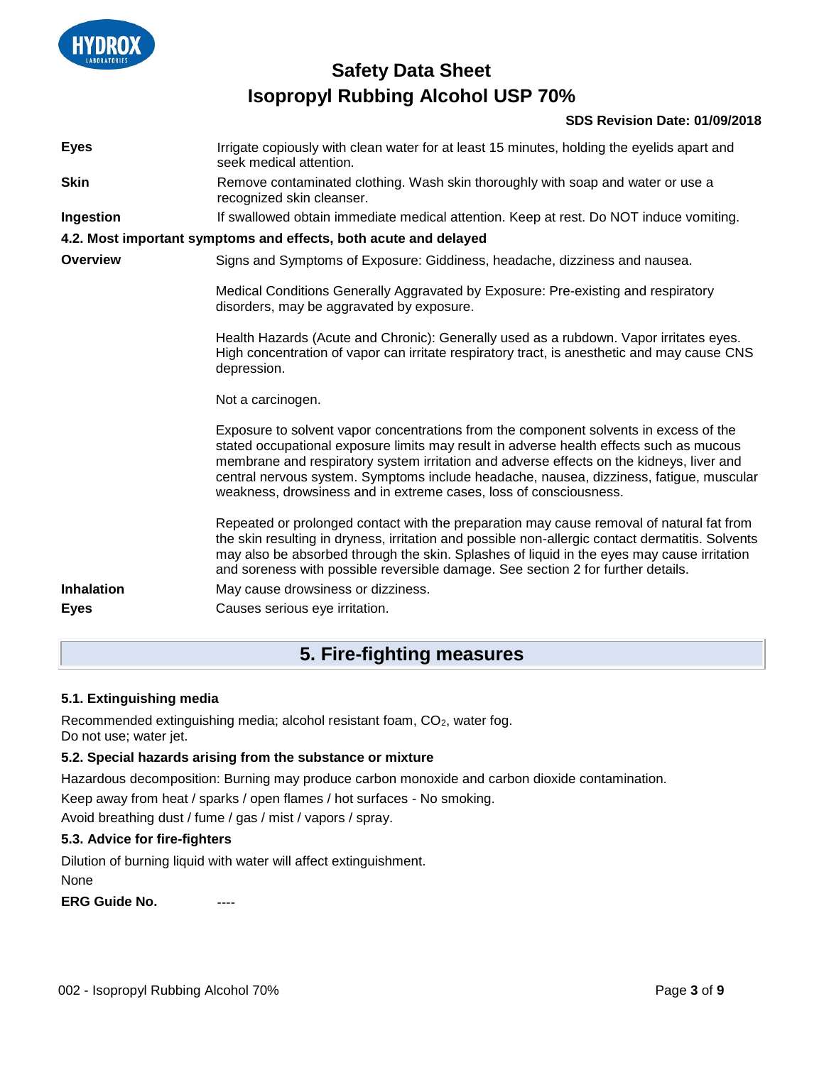| | |
|---|---|
| **Eyes** | Irrigate copiously with clean water for at least 15 minutes, holding the eyelids apart and seek medical attention. |
| **Skin** | Remove contaminated clothing. Wash skin thoroughly with soap and water or use a recognized skin cleanser. |
| **Ingestion** | If swallowed obtain immediate medical attention. Keep at rest. Do NOT induce vomiting. |

**4.2. Most important symptoms and effects, both acute and delayed**

**Overview**

Signs and Symptoms of Exposure: Giddiness, headache, dizziness and nausea.

Medical Conditions Generally Aggravated by Exposure: Pre-existing and respiratory disorders, may be aggravated by exposure.

Health Hazards (Acute and Chronic): Generally used as a rubdown. Vapor irritates eyes. High concentration of vapor can irritate respiratory tract, is anesthetic and may cause CNS depression.

Not a carcinogen.

Exposure to solvent vapor concentrations from the component solvents in excess of the stated occupational exposure limits may result in adverse health effects such as mucous membrane and respiratory system irritation and adverse effects on the kidneys, liver and central nervous system. Symptoms include headache, nausea, dizziness, fatigue, muscular weakness, drowsiness and in extreme cases, loss of consciousness.

Repeated or prolonged contact with the preparation may cause removal of natural fat from the skin resulting in dryness, irritation and possible non-allergic contact dermatitis. Solvents may also be absorbed through the skin. Splashes of liquid in the eyes may cause irritation and soreness with possible reversible damage. See section 2 for further details.

| | |
|---|---|
| **Inhalation** | May cause drowsiness or dizziness. |
| **Eyes** | Causes serious eye irritation. |

## 5. Fire-fighting measures

### 5.1. Extinguishing media

Recommended extinguishing media; alcohol resistant foam, $CO_2$, water fog.
Do not use; water jet.

### 5.2. Special hazards arising from the substance or mixture

Hazardous decomposition: Burning may produce carbon monoxide and carbon dioxide contamination.

Keep away from heat / sparks / open flames / hot surfaces - No smoking.

Avoid breathing dust / fume / gas / mist / vapors / spray.

### 5.3. Advice for fire-fighters

Dilution of burning liquid with water will affect extinguishment.

None

**ERG Guide No.** ----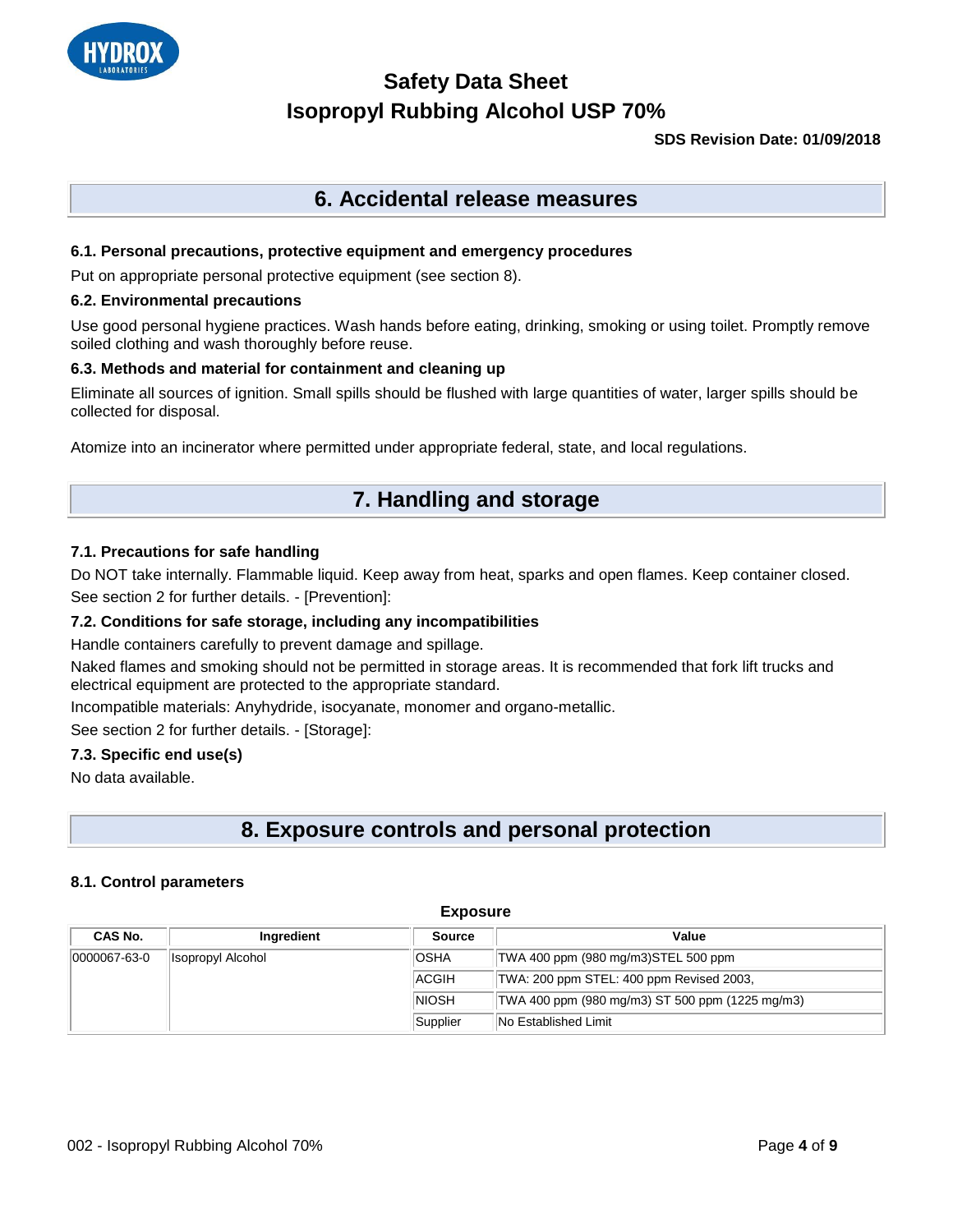# Safety Data Sheet
# Isopropyl Rubbing Alcohol USP 70%

**SDS Revision Date: 01/09/2018**

## 6. Accidental release measures

### 6.1. Personal precautions, protective equipment and emergency procedures

Put on appropriate personal protective equipment (see section 8).

### 6.2. Environmental precautions

Use good personal hygiene practices. Wash hands before eating, drinking, smoking or using toilet. Promptly remove soiled clothing and wash thoroughly before reuse.

### 6.3. Methods and material for containment and cleaning up

Eliminate all sources of ignition. Small spills should be flushed with large quantities of water, larger spills should be collected for disposal.

Atomize into an incinerator where permitted under appropriate federal, state, and local regulations.

## 7. Handling and storage

### 7.1. Precautions for safe handling

Do NOT take internally. Flammable liquid. Keep away from heat, sparks and open flames. Keep container closed.

See section 2 for further details. - [Prevention]:

### 7.2. Conditions for safe storage, including any incompatibilities

Handle containers carefully to prevent damage and spillage.

Naked flames and smoking should not be permitted in storage areas. It is recommended that fork lift trucks and electrical equipment are protected to the appropriate standard.

Incompatible materials: Anyhydride, isocyanate, monomer and organo-metallic.

See section 2 for further details. - [Storage]:

### 7.3. Specific end use(s)

No data available.

## 8. Exposure controls and personal protection

### 8.1. Control parameters

**Exposure**

| CAS No. | Ingredient | Source | Value |
|---|---|---|---|
| 0000067-63-0 | Isopropyl Alcohol | OSHA | TWA 400 ppm (980 mg/m3)STEL 500 ppm |
| | | ACGIH | TWA: 200 ppm STEL: 400 ppm Revised 2003, |
| | | NIOSH | TWA 400 ppm (980 mg/m3) ST 500 ppm (1225 mg/m3) |
| | | Supplier | No Established Limit |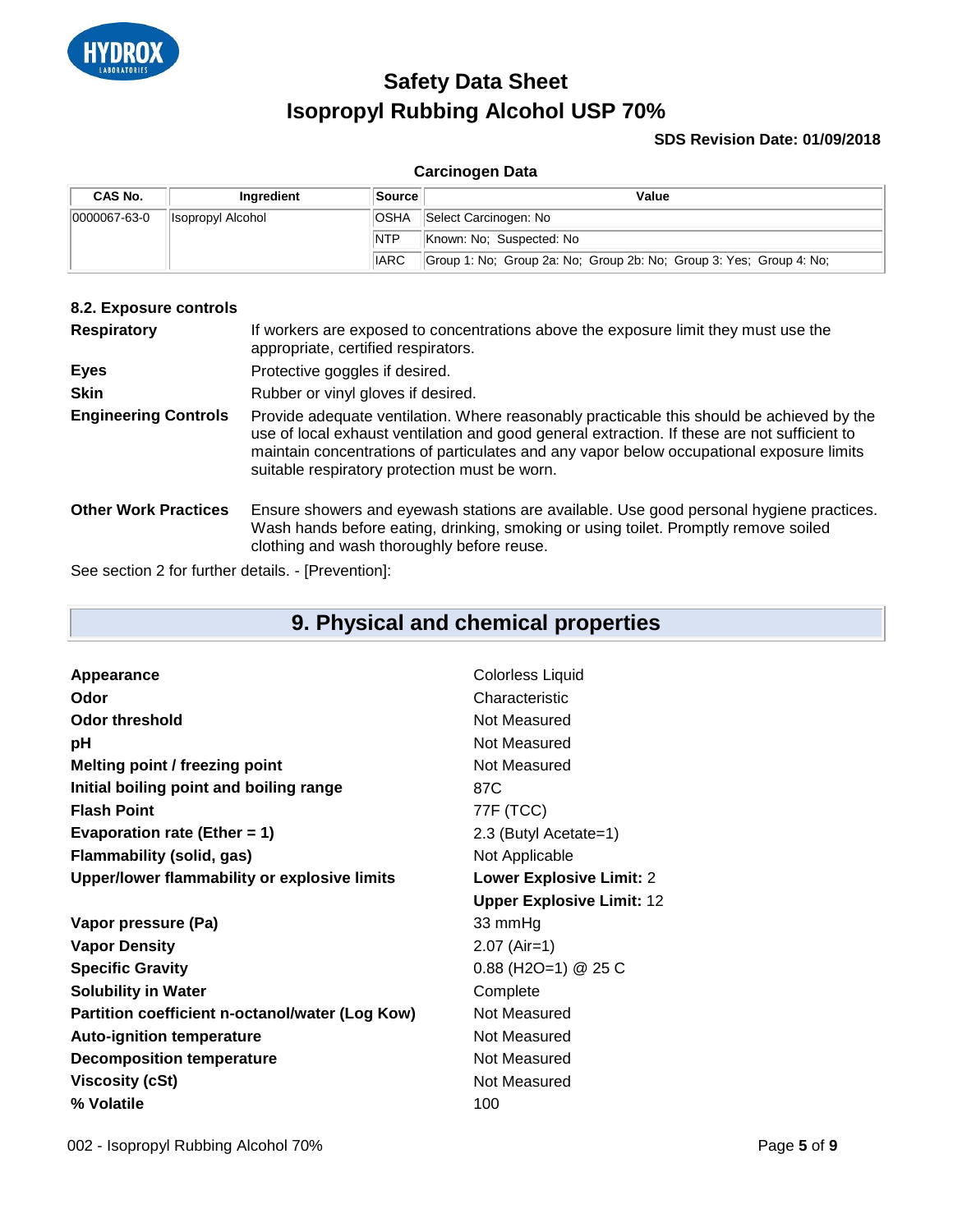**Carcinogen Data**

| CAS No. | Ingredient | Source | Value |
|---|---|---|---|
| 0000067-63-0 | Isopropyl Alcohol | OSHA | Select Carcinogen: No |
| | | NTP | Known: No; Suspected: No |
| | | IARC | Group 1: No; Group 2a: No; Group 2b: No; Group 3: Yes; Group 4: No; |

### 8.2. Exposure controls

**Respiratory** If workers are exposed to concentrations above the exposure limit they must use the appropriate, certified respirators.

**Eyes** Protective goggles if desired.

**Skin** Rubber or vinyl gloves if desired.

**Engineering Controls** Provide adequate ventilation. Where reasonably practicable this should be achieved by the use of local exhaust ventilation and good general extraction. If these are not sufficient to maintain concentrations of particulates and any vapor below occupational exposure limits suitable respiratory protection must be worn.

**Other Work Practices** Ensure showers and eyewash stations are available. Use good personal hygiene practices. Wash hands before eating, drinking, smoking or using toilet. Promptly remove soiled clothing and wash thoroughly before reuse.

See section 2 for further details. - [Prevention]:

## 9. Physical and chemical properties

| Property | Value |
|---|---|
| **Appearance** | Colorless Liquid |
| **Odor** | Characteristic |
| **Odor threshold** | Not Measured |
| **pH** | Not Measured |
| **Melting point / freezing point** | Not Measured |
| **Initial boiling point and boiling range** | 87C |
| **Flash Point** | 77F (TCC) |
| **Evaporation rate (Ether = 1)** | 2.3 (Butyl Acetate=1) |
| **Flammability (solid, gas)** | Not Applicable |
| **Upper/lower flammability or explosive limits** | **Lower Explosive Limit:** 2 |
| | **Upper Explosive Limit:** 12 |
| **Vapor pressure (Pa)** | 33 mmHg |
| **Vapor Density** | 2.07 (Air=1) |
| **Specific Gravity** | 0.88 ($H_2O$=1) @ 25 C |
| **Solubility in Water** | Complete |
| **Partition coefficient n-octanol/water (Log Kow)** | Not Measured |
| **Auto-ignition temperature** | Not Measured |
| **Decomposition temperature** | Not Measured |
| **Viscosity (cSt)** | Not Measured |
| **% Volatile** | 100 |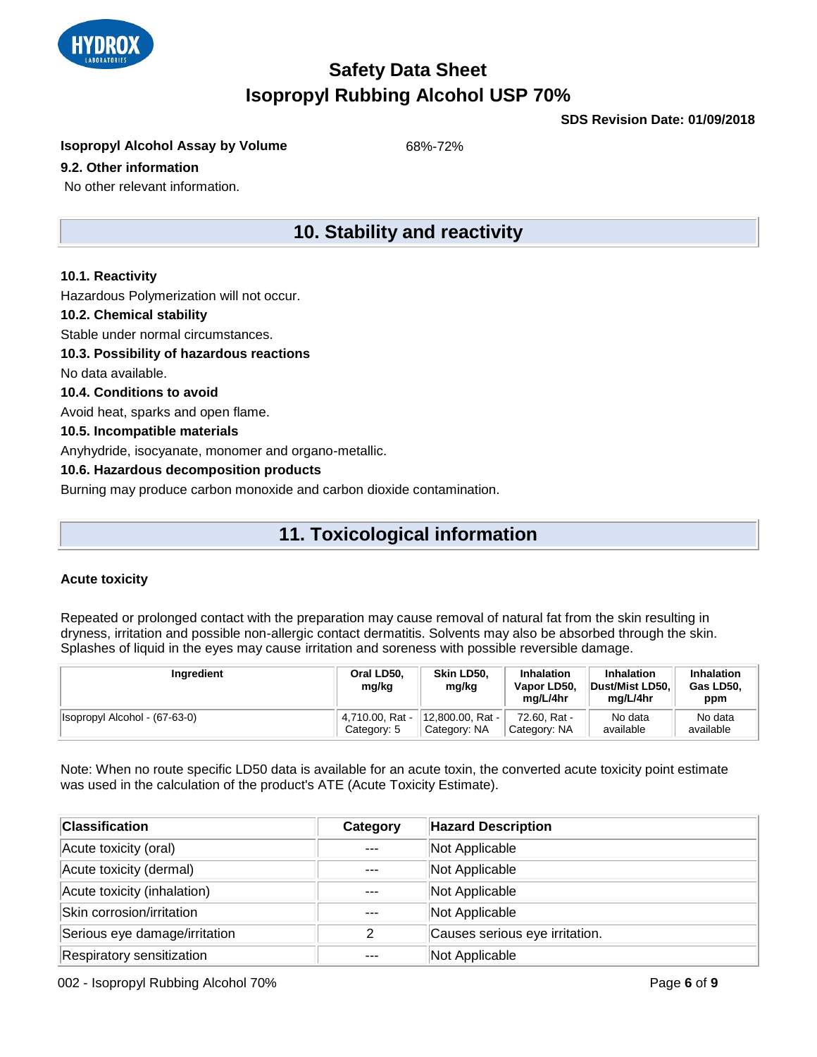**Isopropyl Alcohol Assay by Volume** 68%-72%

**9.2. Other information**

No other relevant information.

## 10. Stability and reactivity

**10.1. Reactivity**

Hazardous Polymerization will not occur.

**10.2. Chemical stability**

Stable under normal circumstances.

**10.3. Possibility of hazardous reactions**

No data available.

**10.4. Conditions to avoid**

Avoid heat, sparks and open flame.

**10.5. Incompatible materials**

Anyhydride, isocyanate, monomer and organo-metallic.

**10.6. Hazardous decomposition products**

Burning may produce carbon monoxide and carbon dioxide contamination.

## 11. Toxicological information

**Acute toxicity**

Repeated or prolonged contact with the preparation may cause removal of natural fat from the skin resulting in dryness, irritation and possible non-allergic contact dermatitis. Solvents may also be absorbed through the skin. Splashes of liquid in the eyes may cause irritation and soreness with possible reversible damage.

| Ingredient | Oral LD50, mg/kg | Skin LD50, mg/kg | Inhalation Vapor LD50, mg/L/4hr | Inhalation Dust/Mist LD50, mg/L/4hr | Inhalation Gas LD50, ppm |
|---|---|---|---|---|---|
| Isopropyl Alcohol - (67-63-0) | 4,710.00, Rat - Category: 5 | 12,800.00, Rat - Category: NA | 72.60, Rat - Category: NA | No data available | No data available |

Note: When no route specific LD50 data is available for an acute toxin, the converted acute toxicity point estimate was used in the calculation of the product's ATE (Acute Toxicity Estimate).

| Classification | Category | Hazard Description |
|---|---|---|
| Acute toxicity (oral) | --- | Not Applicable |
| Acute toxicity (dermal) | --- | Not Applicable |
| Acute toxicity (inhalation) | --- | Not Applicable |
| Skin corrosion/irritation | --- | Not Applicable |
| Serious eye damage/irritation | 2 | Causes serious eye irritation. |
| Respiratory sensitization | --- | Not Applicable |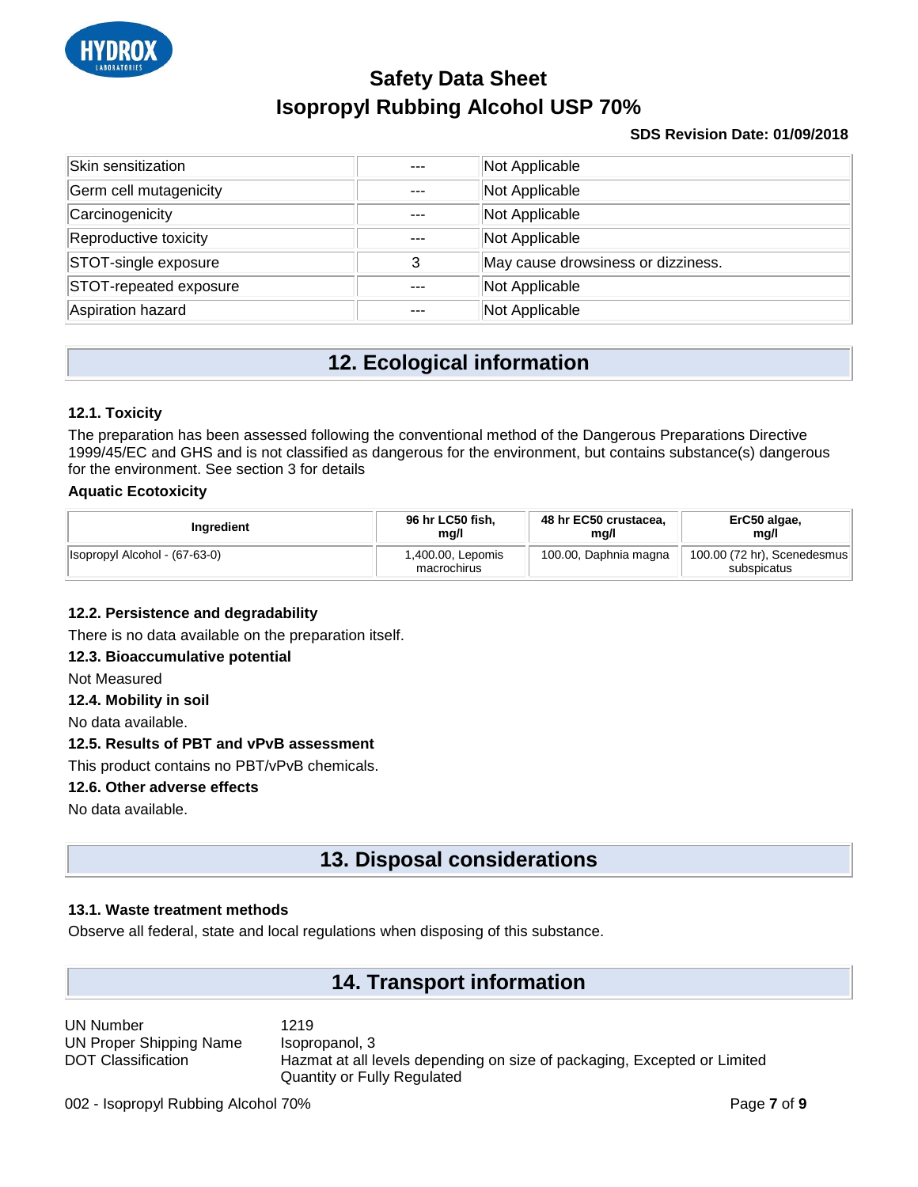| Skin sensitization | --- | Not Applicable |
|---|---|---|
| Germ cell mutagenicity | --- | Not Applicable |
| Carcinogenicity | --- | Not Applicable |
| Reproductive toxicity | --- | Not Applicable |
| STOT-single exposure | 3 | May cause drowsiness or dizziness. |
| STOT-repeated exposure | --- | Not Applicable |
| Aspiration hazard | --- | Not Applicable |

## 12. Ecological information

### 12.1. Toxicity

The preparation has been assessed following the conventional method of the Dangerous Preparations Directive 1999/45/EC and GHS and is not classified as dangerous for the environment, but contains substance(s) dangerous for the environment. See section 3 for details

**Aquatic Ecotoxicity**

| Ingredient | 96 hr LC50 fish, mg/l | 48 hr EC50 crustacea, mg/l | ErC50 algae, mg/l |
|---|---|---|---|
| Isopropyl Alcohol - (67-63-0) | 1,400.00, Lepomis macrochirus | 100.00, Daphnia magna | 100.00 (72 hr), Scenedesmus subspicatus |

### 12.2. Persistence and degradability

There is no data available on the preparation itself.

### 12.3. Bioaccumulative potential

Not Measured

### 12.4. Mobility in soil

No data available.

### 12.5. Results of PBT and vPvB assessment

This product contains no PBT/vPvB chemicals.

### 12.6. Other adverse effects

No data available.

## 13. Disposal considerations

### 13.1. Waste treatment methods

Observe all federal, state and local regulations when disposing of this substance.

## 14. Transport information

| | |
|---|---|
| UN Number | 1219 |
| UN Proper Shipping Name | Isopropanol, 3 |
| DOT Classification | Hazmat at all levels depending on size of packaging, Excepted or Limited Quantity or Fully Regulated |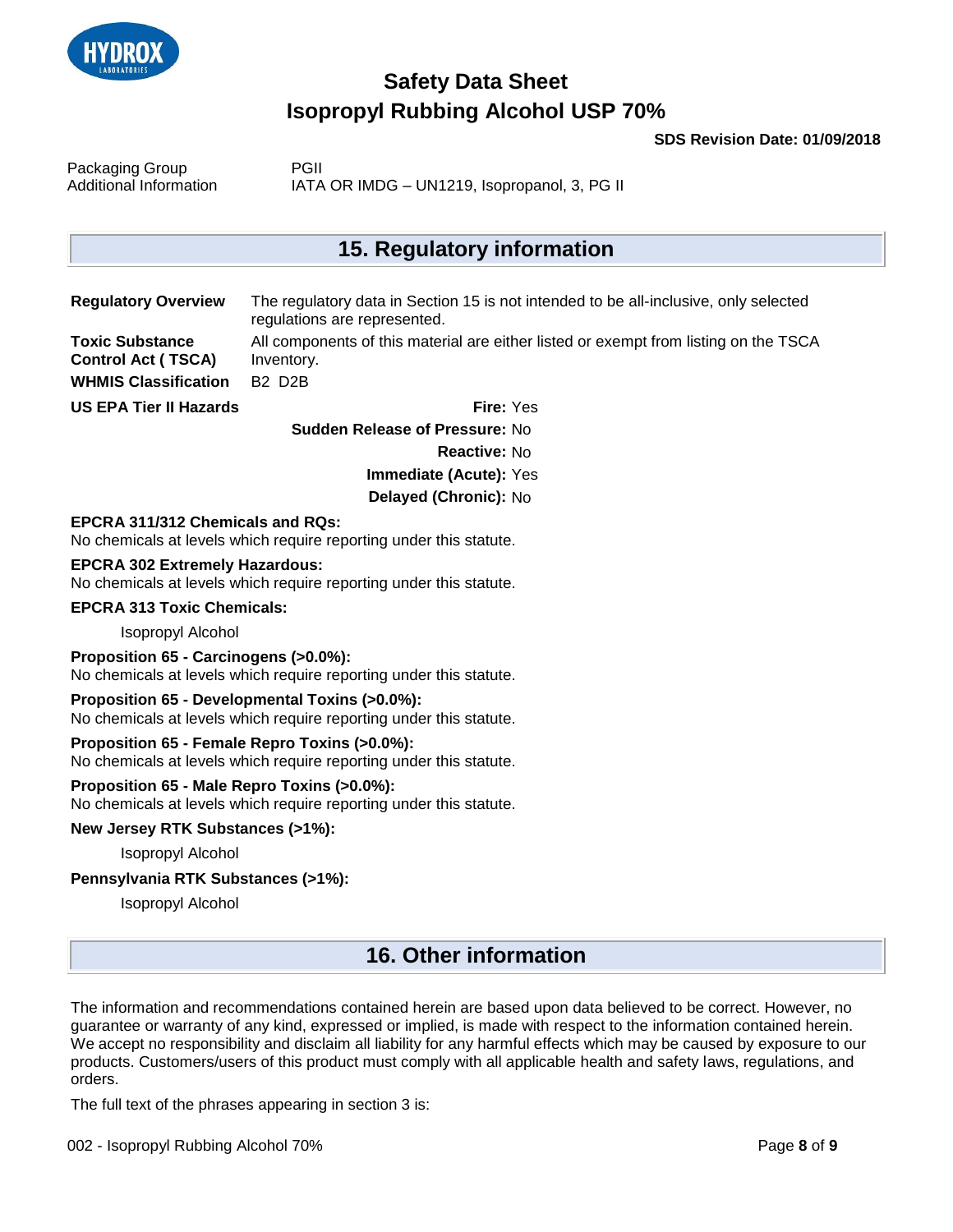| | |
|---|---|
| Packaging Group | PGII |
| Additional Information | IATA OR IMDG – UN1219, Isopropanol, 3, PG II |

## 15. Regulatory information

**Regulatory Overview** The regulatory data in Section 15 is not intended to be all-inclusive, only selected regulations are represented.

**Toxic Substance Control Act ( TSCA)** All components of this material are either listed or exempt from listing on the TSCA Inventory.

**WHMIS Classification** B2 D2B

**US EPA Tier II Hazards**

**Fire:** Yes

**Sudden Release of Pressure:** No

**Reactive:** No

**Immediate (Acute):** Yes

**Delayed (Chronic):** No

**EPCRA 311/312 Chemicals and RQs:**
No chemicals at levels which require reporting under this statute.

**EPCRA 302 Extremely Hazardous:**
No chemicals at levels which require reporting under this statute.

**EPCRA 313 Toxic Chemicals:**

Isopropyl Alcohol

**Proposition 65 - Carcinogens (>0.0%):**
No chemicals at levels which require reporting under this statute.

**Proposition 65 - Developmental Toxins (>0.0%):**
No chemicals at levels which require reporting under this statute.

**Proposition 65 - Female Repro Toxins (>0.0%):**
No chemicals at levels which require reporting under this statute.

**Proposition 65 - Male Repro Toxins (>0.0%):**
No chemicals at levels which require reporting under this statute.

**New Jersey RTK Substances (>1%):**

Isopropyl Alcohol

**Pennsylvania RTK Substances (>1%):**

Isopropyl Alcohol

## 16. Other information

The information and recommendations contained herein are based upon data believed to be correct. However, no guarantee or warranty of any kind, expressed or implied, is made with respect to the information contained herein. We accept no responsibility and disclaim all liability for any harmful effects which may be caused by exposure to our products. Customers/users of this product must comply with all applicable health and safety laws, regulations, and orders.

The full text of the phrases appearing in section 3 is: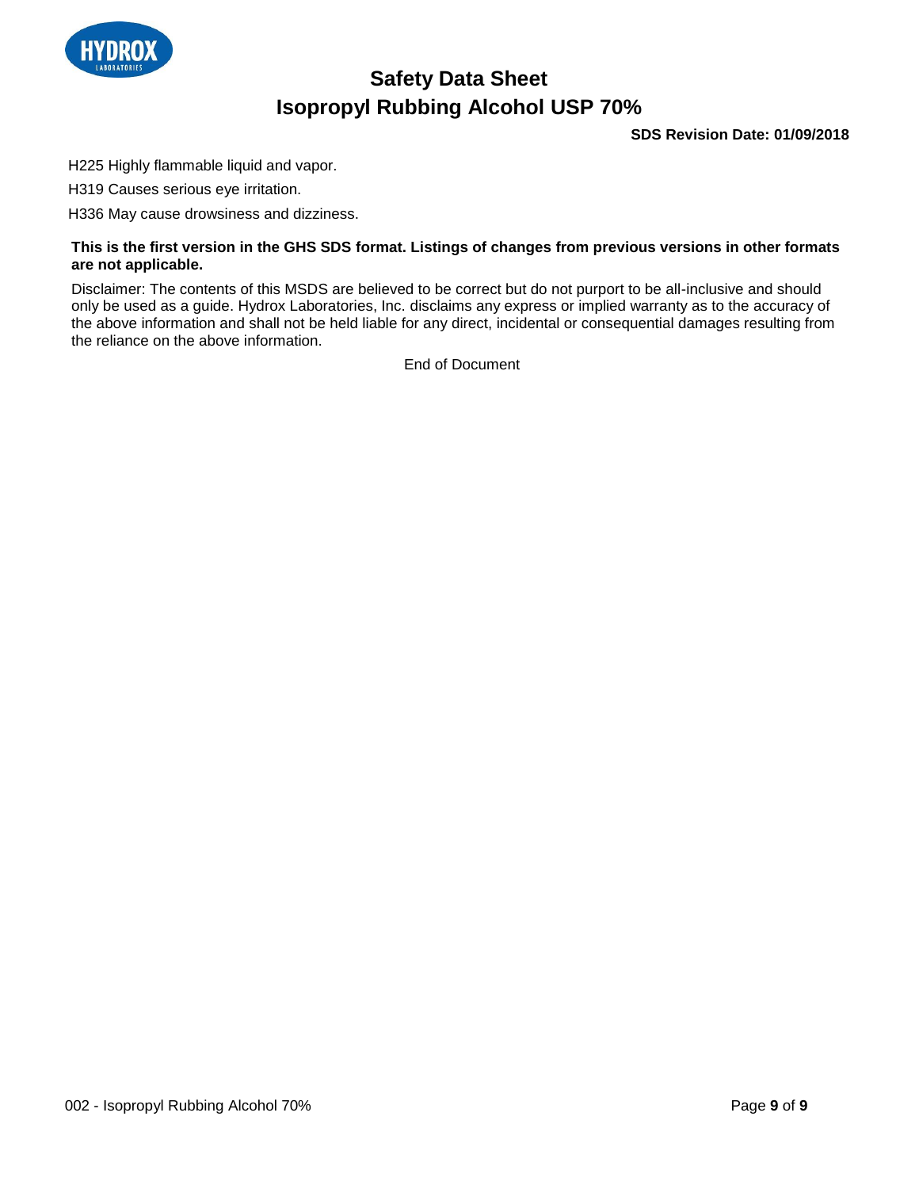H225 Highly flammable liquid and vapor.

H319 Causes serious eye irritation.

H336 May cause drowsiness and dizziness.

**This is the first version in the GHS SDS format. Listings of changes from previous versions in other formats are not applicable.**

Disclaimer: The contents of this MSDS are believed to be correct but do not purport to be all-inclusive and should only be used as a guide. Hydrox Laboratories, Inc. disclaims any express or implied warranty as to the accuracy of the above information and shall not be held liable for any direct, incidental or consequential damages resulting from the reliance on the above information.

End of Document